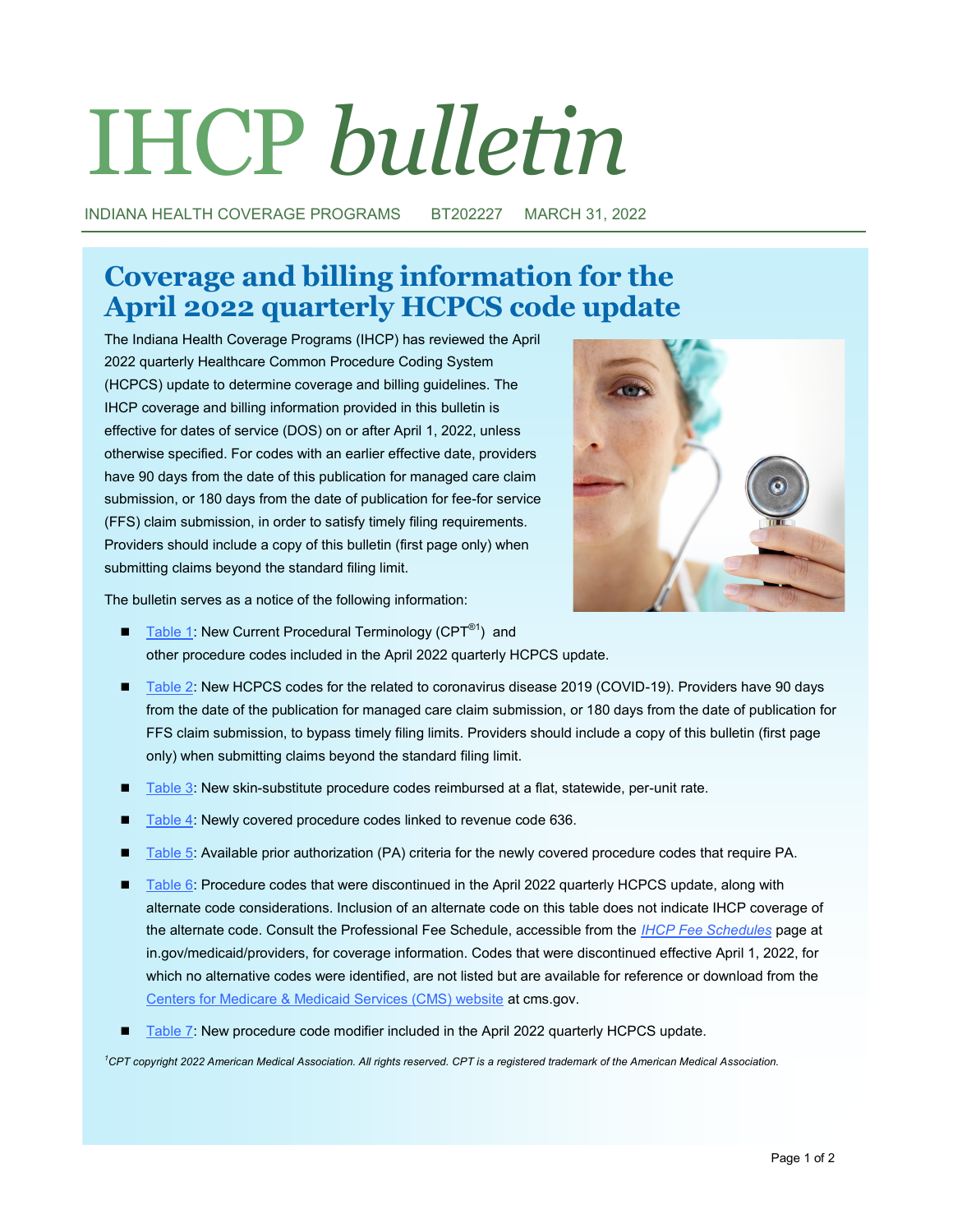# IHCP *bulletin*

INDIANA HEALTH COVERAGE PROGRAMS BT202227 MARCH 31, 2022

## Coverage and billing information for the April 2022 quarterly HCPCS code update

The Indiana Health Coverage Programs (IHCP) has reviewed the April 2022 quarterly Healthcare Common Procedure Coding System (HCPCS) update to determine coverage and billing guidelines. The IHCP coverage and billing information provided in this bulletin is effective for dates of service (DOS) on or after April 1, 2022, unless otherwise specified. For codes with an earlier effective date, providers have 90 days from the date of this publication for managed care claim submission, or 180 days from the date of publication for fee-for service (FFS) claim submission, in order to satisfy timely filing requirements. Providers should include a copy of this bulletin (first page only) when submitting claims beyond the standard filing limit.

The bulletin serves as a notice of the following information:

- Table 1: New Current Procedural Terminology (CPT®[1]) and other procedure codes included in the April 2022 quarterly HCPCS update.
- Table 2: New HCPCS codes for the related to coronavirus disease 2019 (COVID-19). Providers have 90 days from the date of the publication for managed care claim submission, or 180 days from the date of publication for FFS claim submission, to bypass timely filing limits. Providers should include a copy of this bulletin (first page only) when submitting claims beyond the standard filing limit.
- Table 3: New skin-substitute procedure codes reimbursed at a flat, statewide, per-unit rate.
- Table 4: Newly covered procedure codes linked to revenue code 636.
- Table 5: Available prior authorization (PA) criteria for the newly covered procedure codes that require PA.
- Table 6: Procedure codes that were discontinued in the April 2022 quarterly HCPCS update, along with alternate code considerations. Inclusion of an alternate code on this table does not indicate IHCP coverage of the alternate code. Consult the Professional Fee Schedule, accessible from the *IHCP Fee Schedules* page at in.gov/medicaid/providers, for coverage information. Codes that were discontinued effective April 1, 2022, for which no alternative codes were identified, are not listed but are available for reference or download from the Centers for Medicare & Medicaid Services (CMS) website at cms.gov.
- Table 7: New procedure code modifier included in the April 2022 quarterly HCPCS update.

*[1]CPT copyright 2022 American Medical Association. All rights reserved. CPT is a registered trademark of the American Medical Association.*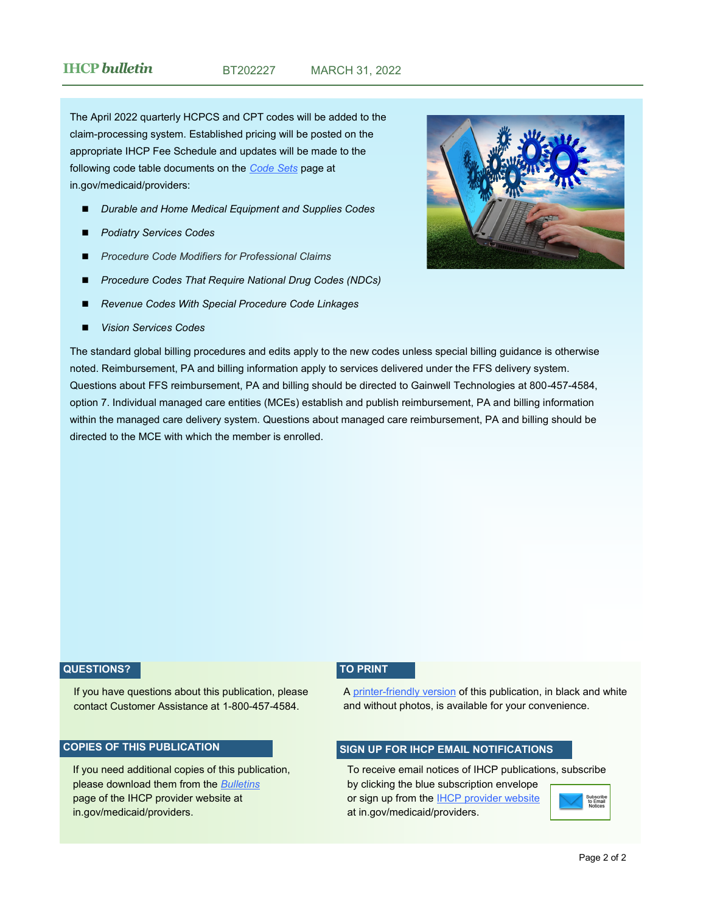The April 2022 quarterly HCPCS and CPT codes will be added to the claim-processing system. Established pricing will be posted on the appropriate IHCP Fee Schedule and updates will be made to the following code table documents on the Code Sets page at in.gov/medicaid/providers:

- *Durable and Home Medical Equipment and Supplies Codes*
- *Podiatry Services Codes*
- *Procedure Code Modifiers for Professional Claims*
- *Procedure Codes That Require National Drug Codes (NDCs)*
- *Revenue Codes With Special Procedure Code Linkages*
- *Vision Services Codes*

The standard global billing procedures and edits apply to the new codes unless special billing guidance is otherwise noted. Reimbursement, PA and billing information apply to services delivered under the FFS delivery system. Questions about FFS reimbursement, PA and billing should be directed to Gainwell Technologies at 800-457-4584, option 7. Individual managed care entities (MCEs) establish and publish reimbursement, PA and billing information within the managed care delivery system. Questions about managed care reimbursement, PA and billing should be directed to the MCE with which the member is enrolled.

## QUESTIONS?

If you have questions about this publication, please contact Customer Assistance at 1-800-457-4584.

## COPIES OF THIS PUBLICATION

If you need additional copies of this publication, please download them from the *Bulletins* page of the IHCP provider website at in.gov/medicaid/providers.

## TO PRINT

A printer-friendly version of this publication, in black and white and without photos, is available for your convenience.

## SIGN UP FOR IHCP EMAIL NOTIFICATIONS

To receive email notices of IHCP publications, subscribe by clicking the blue subscription envelope or sign up from the IHCP provider website at in.gov/medicaid/providers.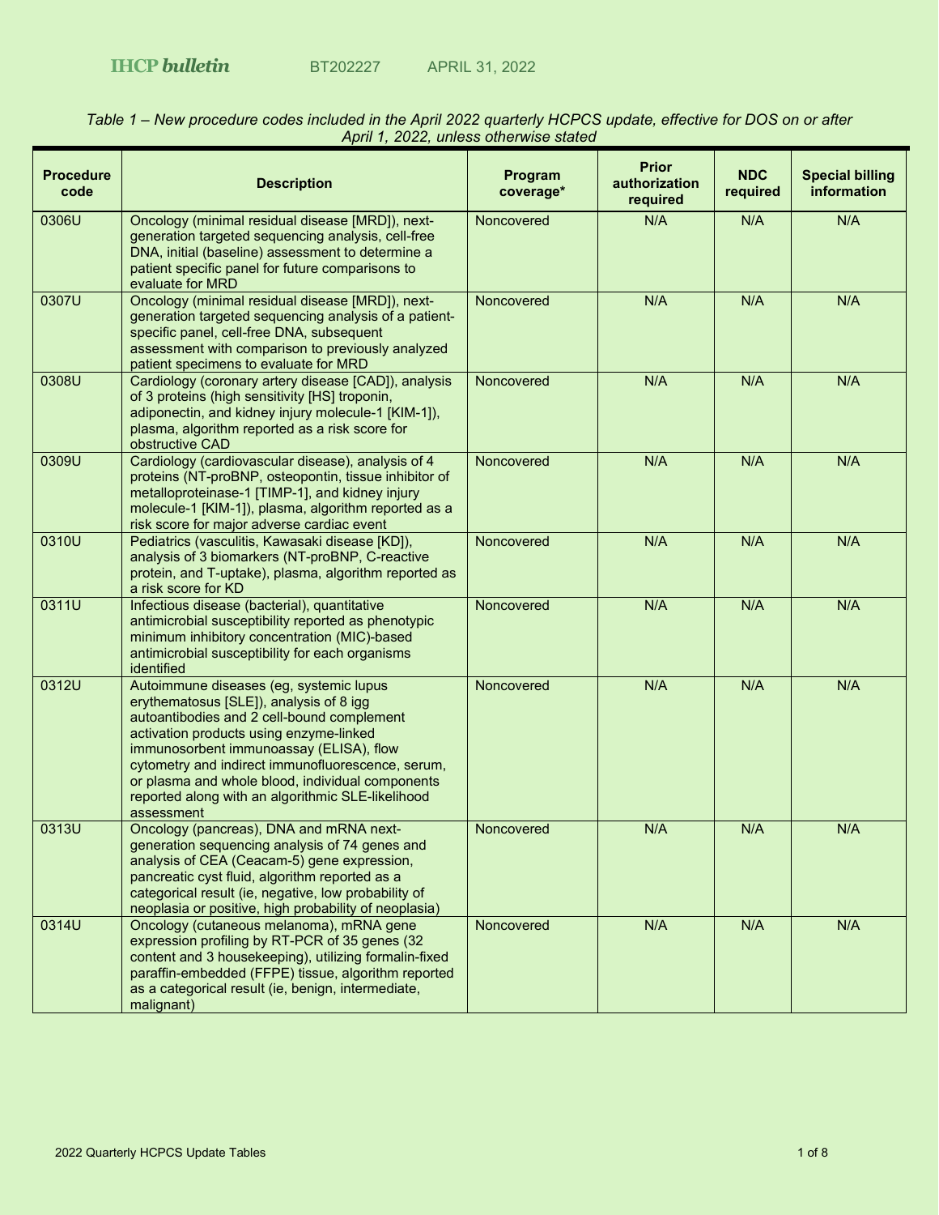*Table 1 – New procedure codes included in the April 2022 quarterly HCPCS update, effective for DOS on or after April 1, 2022, unless otherwise stated*

| Procedure code | Description | Program coverage* | Prior authorization required | NDC required | Special billing information |
|---|---|---|---|---|---|
| 0306U | Oncology (minimal residual disease [MRD]), next-generation targeted sequencing analysis, cell-free DNA, initial (baseline) assessment to determine a patient specific panel for future comparisons to evaluate for MRD | Noncovered | N/A | N/A | N/A |
| 0307U | Oncology (minimal residual disease [MRD]), next-generation targeted sequencing analysis of a patient-specific panel, cell-free DNA, subsequent assessment with comparison to previously analyzed patient specimens to evaluate for MRD | Noncovered | N/A | N/A | N/A |
| 0308U | Cardiology (coronary artery disease [CAD]), analysis of 3 proteins (high sensitivity [HS] troponin, adiponectin, and kidney injury molecule-1 [KIM-1]), plasma, algorithm reported as a risk score for obstructive CAD | Noncovered | N/A | N/A | N/A |
| 0309U | Cardiology (cardiovascular disease), analysis of 4 proteins (NT-proBNP, osteopontin, tissue inhibitor of metalloproteinase-1 [TIMP-1], and kidney injury molecule-1 [KIM-1]), plasma, algorithm reported as a risk score for major adverse cardiac event | Noncovered | N/A | N/A | N/A |
| 0310U | Pediatrics (vasculitis, Kawasaki disease [KD]), analysis of 3 biomarkers (NT-proBNP, C-reactive protein, and T-uptake), plasma, algorithm reported as a risk score for KD | Noncovered | N/A | N/A | N/A |
| 0311U | Infectious disease (bacterial), quantitative antimicrobial susceptibility reported as phenotypic minimum inhibitory concentration (MIC)-based antimicrobial susceptibility for each organisms identified | Noncovered | N/A | N/A | N/A |
| 0312U | Autoimmune diseases (eg, systemic lupus erythematosus [SLE]), analysis of 8 igg autoantibodies and 2 cell-bound complement activation products using enzyme-linked immunosorbent immunoassay (ELISA), flow cytometry and indirect immunofluorescence, serum, or plasma and whole blood, individual components reported along with an algorithmic SLE-likelihood assessment | Noncovered | N/A | N/A | N/A |
| 0313U | Oncology (pancreas), DNA and mRNA next-generation sequencing analysis of 74 genes and analysis of CEA (Ceacam-5) gene expression, pancreatic cyst fluid, algorithm reported as a categorical result (ie, negative, low probability of neoplasia or positive, high probability of neoplasia) | Noncovered | N/A | N/A | N/A |
| 0314U | Oncology (cutaneous melanoma), mRNA gene expression profiling by RT-PCR of 35 genes (32 content and 3 housekeeping), utilizing formalin-fixed paraffin-embedded (FFPE) tissue, algorithm reported as a categorical result (ie, benign, intermediate, malignant) | Noncovered | N/A | N/A | N/A |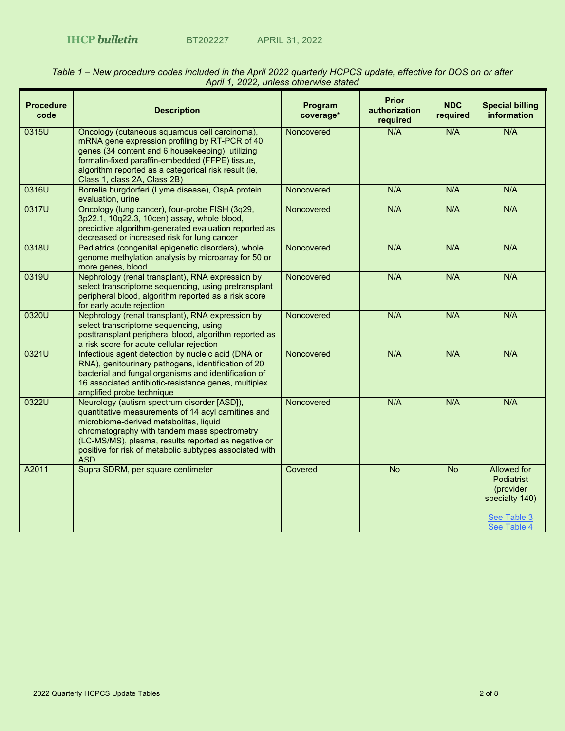*Table 1 – New procedure codes included in the April 2022 quarterly HCPCS update, effective for DOS on or after April 1, 2022, unless otherwise stated*

| Procedure code | Description | Program coverage* | Prior authorization required | NDC required | Special billing information |
|---|---|---|---|---|---|
| 0315U | Oncology (cutaneous squamous cell carcinoma), mRNA gene expression profiling by RT-PCR of 40 genes (34 content and 6 housekeeping), utilizing formalin-fixed paraffin-embedded (FFPE) tissue, algorithm reported as a categorical risk result (ie, Class 1, class 2A, Class 2B) | Noncovered | N/A | N/A | N/A |
| 0316U | Borrelia burgdorferi (Lyme disease), OspA protein evaluation, urine | Noncovered | N/A | N/A | N/A |
| 0317U | Oncology (lung cancer), four-probe FISH (3q29, 3p22.1, 10q22.3, 10cen) assay, whole blood, predictive algorithm-generated evaluation reported as decreased or increased risk for lung cancer | Noncovered | N/A | N/A | N/A |
| 0318U | Pediatrics (congenital epigenetic disorders), whole genome methylation analysis by microarray for 50 or more genes, blood | Noncovered | N/A | N/A | N/A |
| 0319U | Nephrology (renal transplant), RNA expression by select transcriptome sequencing, using pretransplant peripheral blood, algorithm reported as a risk score for early acute rejection | Noncovered | N/A | N/A | N/A |
| 0320U | Nephrology (renal transplant), RNA expression by select transcriptome sequencing, using posttransplant peripheral blood, algorithm reported as a risk score for acute cellular rejection | Noncovered | N/A | N/A | N/A |
| 0321U | Infectious agent detection by nucleic acid (DNA or RNA), genitourinary pathogens, identification of 20 bacterial and fungal organisms and identification of 16 associated antibiotic-resistance genes, multiplex amplified probe technique | Noncovered | N/A | N/A | N/A |
| 0322U | Neurology (autism spectrum disorder [ASD]), quantitative measurements of 14 acyl carnitines and microbiome-derived metabolites, liquid chromatography with tandem mass spectrometry (LC-MS/MS), plasma, results reported as negative or positive for risk of metabolic subtypes associated with ASD | Noncovered | N/A | N/A | N/A |
| A2011 | Supra SDRM, per square centimeter | Covered | No | No | Allowed for Podiatrist (provider specialty 140) See Table 3 See Table 4 |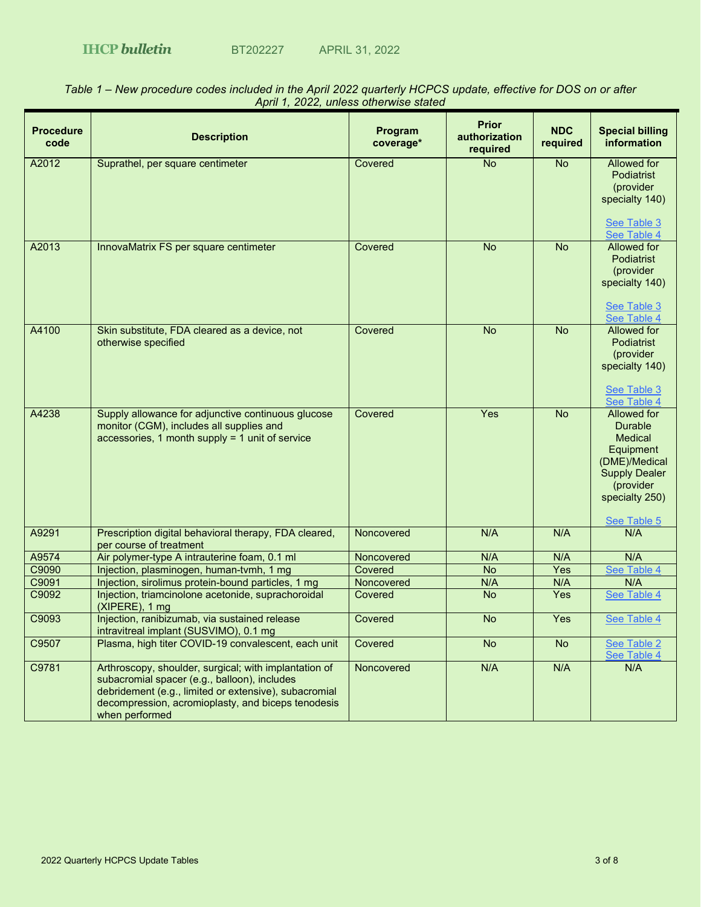*Table 1 – New procedure codes included in the April 2022 quarterly HCPCS update, effective for DOS on or after April 1, 2022, unless otherwise stated*

| Procedure code | Description | Program coverage* | Prior authorization required | NDC required | Special billing information |
|---|---|---|---|---|---|
| A2012 | Suprathel, per square centimeter | Covered | No | No | Allowed for Podiatrist (provider specialty 140) See Table 3 See Table 4 |
| A2013 | InnovaMatrix FS per square centimeter | Covered | No | No | Allowed for Podiatrist (provider specialty 140) See Table 3 See Table 4 |
| A4100 | Skin substitute, FDA cleared as a device, not otherwise specified | Covered | No | No | Allowed for Podiatrist (provider specialty 140) See Table 3 See Table 4 |
| A4238 | Supply allowance for adjunctive continuous glucose monitor (CGM), includes all supplies and accessories, 1 month supply = 1 unit of service | Covered | Yes | No | Allowed for Durable Medical Equipment (DME)/Medical Supply Dealer (provider specialty 250) See Table 5 |
| A9291 | Prescription digital behavioral therapy, FDA cleared, per course of treatment | Noncovered | N/A | N/A | N/A |
| A9574 | Air polymer-type A intrauterine foam, 0.1 ml | Noncovered | N/A | N/A | N/A |
| C9090 | Injection, plasminogen, human-tvmh, 1 mg | Covered | No | Yes | See Table 4 |
| C9091 | Injection, sirolimus protein-bound particles, 1 mg | Noncovered | N/A | N/A | N/A |
| C9092 | Injection, triamcinolone acetonide, suprachoroidal (XIPERE), 1 mg | Covered | No | Yes | See Table 4 |
| C9093 | Injection, ranibizumab, via sustained release intravitreal implant (SUSVIMO), 0.1 mg | Covered | No | Yes | See Table 4 |
| C9507 | Plasma, high titer COVID-19 convalescent, each unit | Covered | No | No | See Table 2 See Table 4 |
| C9781 | Arthroscopy, shoulder, surgical; with implantation of subacromial spacer (e.g., balloon), includes debridement (e.g., limited or extensive), subacromial decompression, acromioplasty, and biceps tenodesis when performed | Noncovered | N/A | N/A | N/A |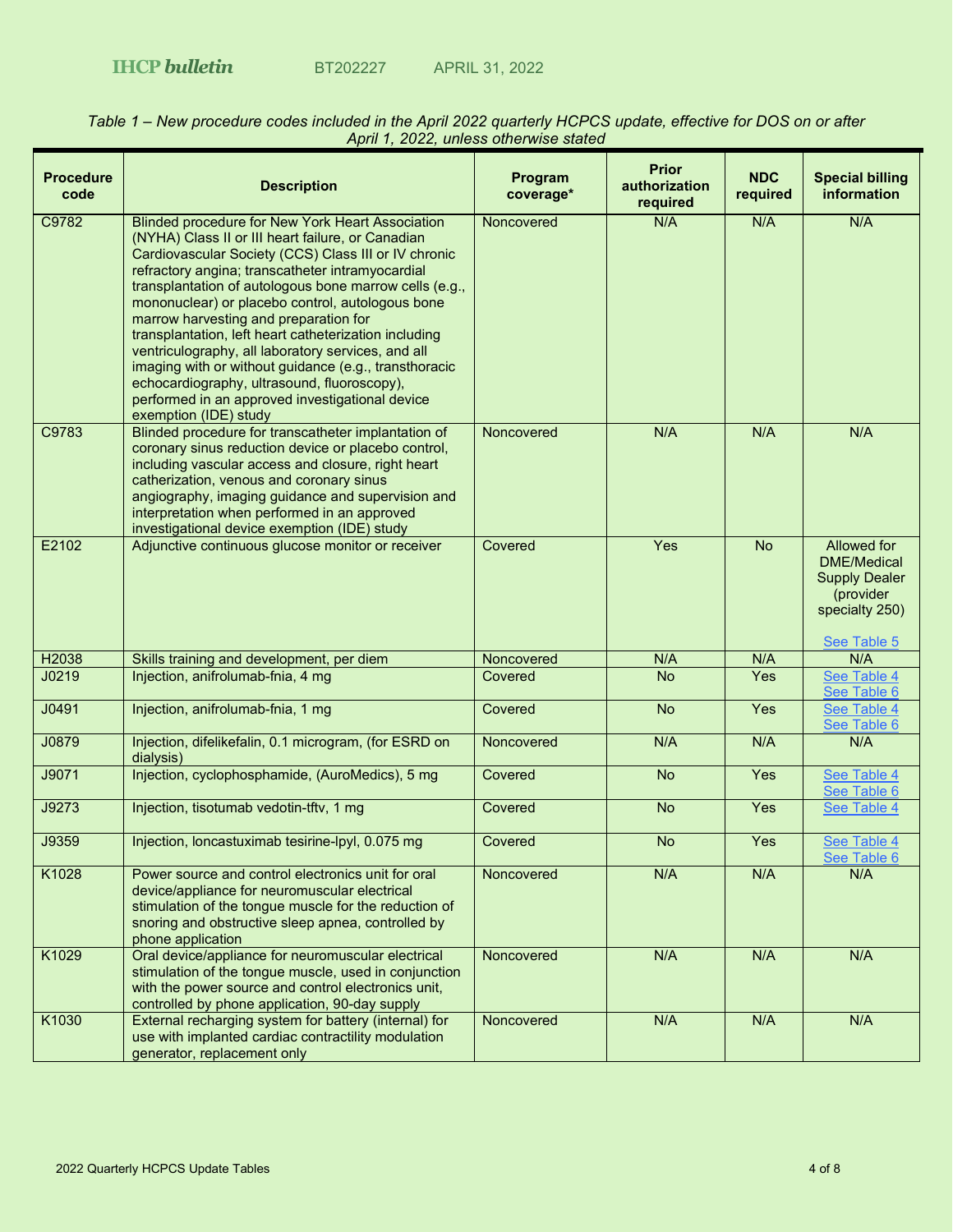*Table 1 – New procedure codes included in the April 2022 quarterly HCPCS update, effective for DOS on or after April 1, 2022, unless otherwise stated*

| Procedure code | Description | Program coverage* | Prior authorization required | NDC required | Special billing information |
|---|---|---|---|---|---|
| C9782 | Blinded procedure for New York Heart Association (NYHA) Class II or III heart failure, or Canadian Cardiovascular Society (CCS) Class III or IV chronic refractory angina; transcatheter intramyocardial transplantation of autologous bone marrow cells (e.g., mononuclear) or placebo control, autologous bone marrow harvesting and preparation for transplantation, left heart catheterization including ventriculography, all laboratory services, and all imaging with or without guidance (e.g., transthoracic echocardiography, ultrasound, fluoroscopy), performed in an approved investigational device exemption (IDE) study | Noncovered | N/A | N/A | N/A |
| C9783 | Blinded procedure for transcatheter implantation of coronary sinus reduction device or placebo control, including vascular access and closure, right heart catherization, venous and coronary sinus angiography, imaging guidance and supervision and interpretation when performed in an approved investigational device exemption (IDE) study | Noncovered | N/A | N/A | N/A |
| E2102 | Adjunctive continuous glucose monitor or receiver | Covered | Yes | No | Allowed for DME/Medical Supply Dealer (provider specialty 250) See Table 5 |
| H2038 | Skills training and development, per diem | Noncovered | N/A | N/A | N/A |
| J0219 | Injection, anifrolumab-fnia, 4 mg | Covered | No | Yes | See Table 4 See Table 6 |
| J0491 | Injection, anifrolumab-fnia, 1 mg | Covered | No | Yes | See Table 4 See Table 6 |
| J0879 | Injection, difelikefalin, 0.1 microgram, (for ESRD on dialysis) | Noncovered | N/A | N/A | N/A |
| J9071 | Injection, cyclophosphamide, (AuroMedics), 5 mg | Covered | No | Yes | See Table 4 See Table 6 |
| J9273 | Injection, tisotumab vedotin-tftv, 1 mg | Covered | No | Yes | See Table 4 |
| J9359 | Injection, loncastuximab tesirine-lpyl, 0.075 mg | Covered | No | Yes | See Table 4 See Table 6 |
| K1028 | Power source and control electronics unit for oral device/appliance for neuromuscular electrical stimulation of the tongue muscle for the reduction of snoring and obstructive sleep apnea, controlled by phone application | Noncovered | N/A | N/A | N/A |
| K1029 | Oral device/appliance for neuromuscular electrical stimulation of the tongue muscle, used in conjunction with the power source and control electronics unit, controlled by phone application, 90-day supply | Noncovered | N/A | N/A | N/A |
| K1030 | External recharging system for battery (internal) for use with implanted cardiac contractility modulation generator, replacement only | Noncovered | N/A | N/A | N/A |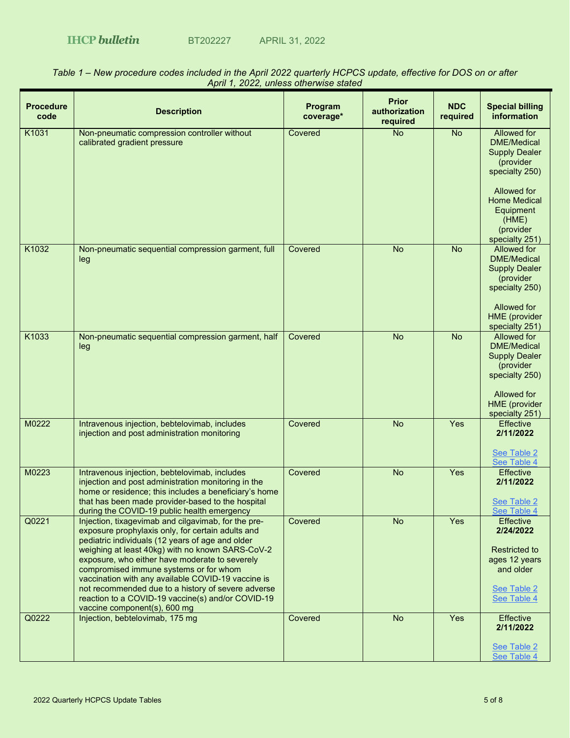*Table 1 – New procedure codes included in the April 2022 quarterly HCPCS update, effective for DOS on or after April 1, 2022, unless otherwise stated*

| Procedure code | Description | Program coverage* | Prior authorization required | NDC required | Special billing information |
|---|---|---|---|---|---|
| K1031 | Non-pneumatic compression controller without calibrated gradient pressure | Covered | No | No | Allowed for DME/Medical Supply Dealer (provider specialty 250)<br><br>Allowed for Home Medical Equipment (HME) (provider specialty 251) |
| K1032 | Non-pneumatic sequential compression garment, full leg | Covered | No | No | Allowed for DME/Medical Supply Dealer (provider specialty 250)<br><br>Allowed for HME (provider specialty 251) |
| K1033 | Non-pneumatic sequential compression garment, half leg | Covered | No | No | Allowed for DME/Medical Supply Dealer (provider specialty 250)<br><br>Allowed for HME (provider specialty 251) |
| M0222 | Intravenous injection, bebtelovimab, includes injection and post administration monitoring | Covered | No | Yes | Effective **2/11/2022**<br><br>See Table 2<br>See Table 4 |
| M0223 | Intravenous injection, bebtelovimab, includes injection and post administration monitoring in the home or residence; this includes a beneficiary's home that has been made provider-based to the hospital during the COVID-19 public health emergency | Covered | No | Yes | Effective **2/11/2022**<br><br>See Table 2<br>See Table 4 |
| Q0221 | Injection, tixagevimab and cilgavimab, for the pre-exposure prophylaxis only, for certain adults and pediatric individuals (12 years of age and older weighing at least 40kg) with no known SARS-CoV-2 exposure, who either have moderate to severely compromised immune systems or for whom vaccination with any available COVID-19 vaccine is not recommended due to a history of severe adverse reaction to a COVID-19 vaccine(s) and/or COVID-19 vaccine component(s), 600 mg | Covered | No | Yes | Effective **2/24/2022**<br><br>Restricted to ages 12 years and older<br><br>See Table 2<br>See Table 4 |
| Q0222 | Injection, bebtelovimab, 175 mg | Covered | No | Yes | Effective **2/11/2022**<br><br>See Table 2<br>See Table 4 |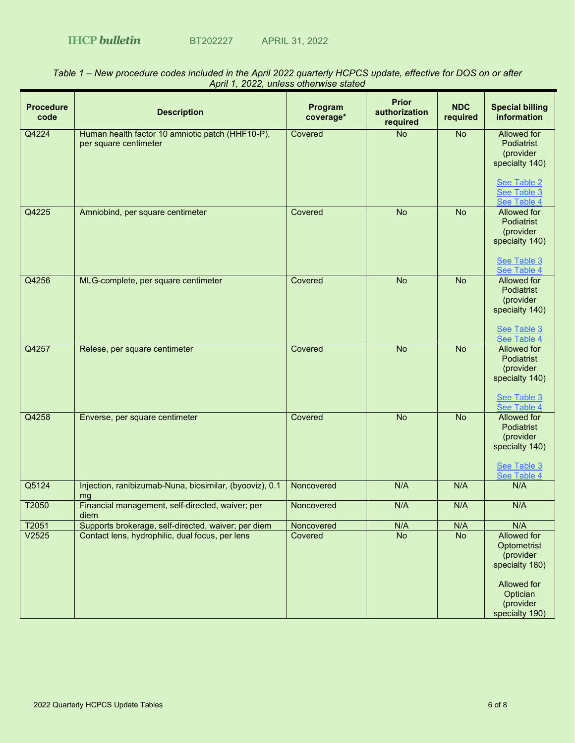*Table 1 – New procedure codes included in the April 2022 quarterly HCPCS update, effective for DOS on or after April 1, 2022, unless otherwise stated*

| Procedure code | Description | Program coverage* | Prior authorization required | NDC required | Special billing information |
|---|---|---|---|---|---|
| Q4224 | Human health factor 10 amniotic patch (HHF10-P), per square centimeter | Covered | No | No | Allowed for Podiatrist (provider specialty 140)<br><br>See Table 2<br>See Table 3<br>See Table 4 |
| Q4225 | Amniobind, per square centimeter | Covered | No | No | Allowed for Podiatrist (provider specialty 140)<br><br>See Table 3<br>See Table 4 |
| Q4256 | MLG-complete, per square centimeter | Covered | No | No | Allowed for Podiatrist (provider specialty 140)<br><br>See Table 3<br>See Table 4 |
| Q4257 | Relese, per square centimeter | Covered | No | No | Allowed for Podiatrist (provider specialty 140)<br><br>See Table 3<br>See Table 4 |
| Q4258 | Enverse, per square centimeter | Covered | No | No | Allowed for Podiatrist (provider specialty 140)<br><br>See Table 3<br>See Table 4 |
| Q5124 | Injection, ranibizumab-Nuna, biosimilar, (byooviz), 0.1 mg | Noncovered | N/A | N/A | N/A |
| T2050 | Financial management, self-directed, waiver; per diem | Noncovered | N/A | N/A | N/A |
| T2051 | Supports brokerage, self-directed, waiver; per diem | Noncovered | N/A | N/A | N/A |
| V2525 | Contact lens, hydrophilic, dual focus, per lens | Covered | No | No | Allowed for Optometrist (provider specialty 180)<br><br>Allowed for Optician (provider specialty 190) |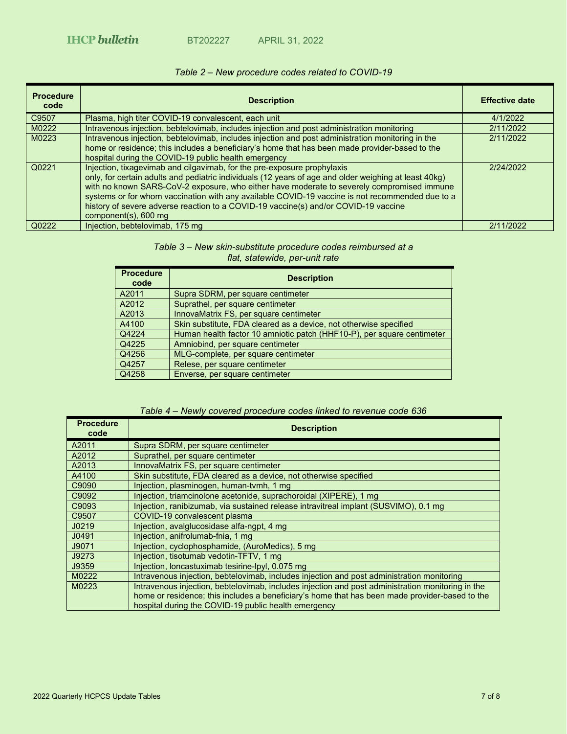*Table 2 – New procedure codes related to COVID-19*

| Procedure code | Description | Effective date |
|---|---|---|
| C9507 | Plasma, high titer COVID-19 convalescent, each unit | 4/1/2022 |
| M0222 | Intravenous injection, bebtelovimab, includes injection and post administration monitoring | 2/11/2022 |
| M0223 | Intravenous injection, bebtelovimab, includes injection and post administration monitoring in the home or residence; this includes a beneficiary's home that has been made provider-based to the hospital during the COVID-19 public health emergency | 2/11/2022 |
| Q0221 | Injection, tixagevimab and cilgavimab, for the pre-exposure prophylaxis only, for certain adults and pediatric individuals (12 years of age and older weighing at least 40kg) with no known SARS-CoV-2 exposure, who either have moderate to severely compromised immune systems or for whom vaccination with any available COVID-19 vaccine is not recommended due to a history of severe adverse reaction to a COVID-19 vaccine(s) and/or COVID-19 vaccine component(s), 600 mg | 2/24/2022 |
| Q0222 | Injection, bebtelovimab, 175 mg | 2/11/2022 |

*Table 3 – New skin-substitute procedure codes reimbursed at a flat, statewide, per-unit rate*

| Procedure code | Description |
|---|---|
| A2011 | Supra SDRM, per square centimeter |
| A2012 | Suprathel, per square centimeter |
| A2013 | InnovaMatrix FS, per square centimeter |
| A4100 | Skin substitute, FDA cleared as a device, not otherwise specified |
| Q4224 | Human health factor 10 amniotic patch (HHF10-P), per square centimeter |
| Q4225 | Amniobind, per square centimeter |
| Q4256 | MLG-complete, per square centimeter |
| Q4257 | Relese, per square centimeter |
| Q4258 | Enverse, per square centimeter |

*Table 4 – Newly covered procedure codes linked to revenue code 636*

| Procedure code | Description |
|---|---|
| A2011 | Supra SDRM, per square centimeter |
| A2012 | Suprathel, per square centimeter |
| A2013 | InnovaMatrix FS, per square centimeter |
| A4100 | Skin substitute, FDA cleared as a device, not otherwise specified |
| C9090 | Injection, plasminogen, human-tvmh, 1 mg |
| C9092 | Injection, triamcinolone acetonide, suprachoroidal (XIPERE), 1 mg |
| C9093 | Injection, ranibizumab, via sustained release intravitreal implant (SUSVIMO), 0.1 mg |
| C9507 | COVID-19 convalescent plasma |
| J0219 | Injection, avalglucosidase alfa-ngpt, 4 mg |
| J0491 | Injection, anifrolumab-fnia, 1 mg |
| J9071 | Injection, cyclophosphamide, (AuroMedics), 5 mg |
| J9273 | Injection, tisotumab vedotin-TFTV, 1 mg |
| J9359 | Injection, loncastuximab tesirine-lpyl, 0.075 mg |
| M0222 | Intravenous injection, bebtelovimab, includes injection and post administration monitoring |
| M0223 | Intravenous injection, bebtelovimab, includes injection and post administration monitoring in the home or residence; this includes a beneficiary's home that has been made provider-based to the hospital during the COVID-19 public health emergency |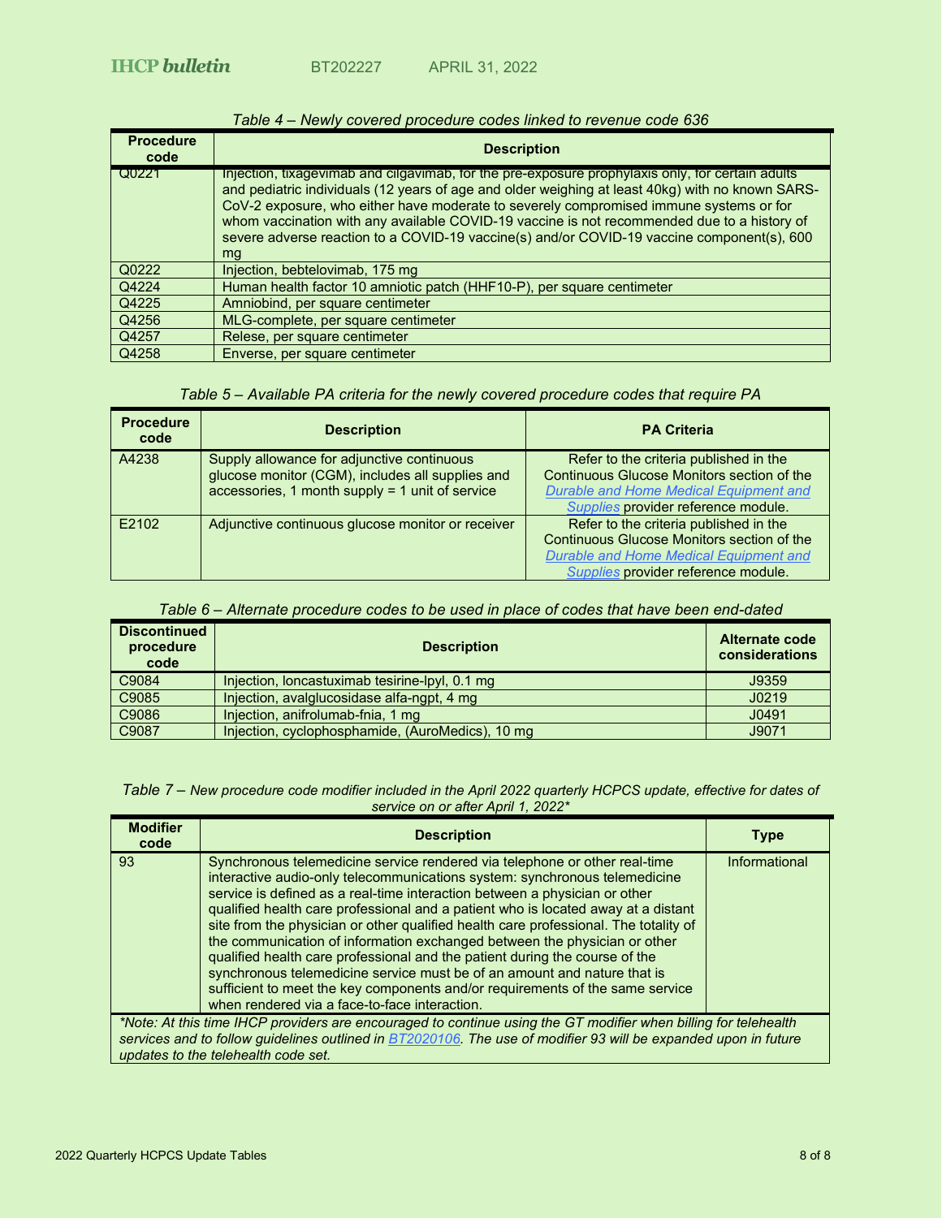*Table 4 – Newly covered procedure codes linked to revenue code 636*

| Procedure code | Description |
|---|---|
| Q0221 | Injection, tixagevimab and cilgavimab, for the pre-exposure prophylaxis only, for certain adults and pediatric individuals (12 years of age and older weighing at least 40kg) with no known SARS-CoV-2 exposure, who either have moderate to severely compromised immune systems or for whom vaccination with any available COVID-19 vaccine is not recommended due to a history of severe adverse reaction to a COVID-19 vaccine(s) and/or COVID-19 vaccine component(s), 600 mg |
| Q0222 | Injection, bebtelovimab, 175 mg |
| Q4224 | Human health factor 10 amniotic patch (HHF10-P), per square centimeter |
| Q4225 | Amniobind, per square centimeter |
| Q4256 | MLG-complete, per square centimeter |
| Q4257 | Relese, per square centimeter |
| Q4258 | Enverse, per square centimeter |

*Table 5 – Available PA criteria for the newly covered procedure codes that require PA*

| Procedure code | Description | PA Criteria |
|---|---|---|
| A4238 | Supply allowance for adjunctive continuous glucose monitor (CGM), includes all supplies and accessories, 1 month supply = 1 unit of service | Refer to the criteria published in the Continuous Glucose Monitors section of the *Durable and Home Medical Equipment and Supplies* provider reference module. |
| E2102 | Adjunctive continuous glucose monitor or receiver | Refer to the criteria published in the Continuous Glucose Monitors section of the *Durable and Home Medical Equipment and Supplies* provider reference module. |

*Table 6 – Alternate procedure codes to be used in place of codes that have been end-dated*

| Discontinued procedure code | Description | Alternate code considerations |
|---|---|---|
| C9084 | Injection, loncastuximab tesirine-lpyl, 0.1 mg | J9359 |
| C9085 | Injection, avalglucosidase alfa-ngpt, 4 mg | J0219 |
| C9086 | Injection, anifrolumab-fnia, 1 mg | J0491 |
| C9087 | Injection, cyclophosphamide, (AuroMedics), 10 mg | J9071 |

*Table 7 – New procedure code modifier included in the April 2022 quarterly HCPCS update, effective for dates of service on or after April 1, 2022**

| Modifier code | Description | Type |
|---|---|---|
| 93 | Synchronous telemedicine service rendered via telephone or other real-time interactive audio-only telecommunications system: synchronous telemedicine service is defined as a real-time interaction between a physician or other qualified health care professional and a patient who is located away at a distant site from the physician or other qualified health care professional. The totality of the communication of information exchanged between the physician or other qualified health care professional and the patient during the course of the synchronous telemedicine service must be of an amount and nature that is sufficient to meet the key components and/or requirements of the same service when rendered via a face-to-face interaction. | Informational |

**Note: At this time IHCP providers are encouraged to continue using the GT modifier when billing for telehealth services and to follow guidelines outlined in BT2020106. The use of modifier 93 will be expanded upon in future updates to the telehealth code set.*